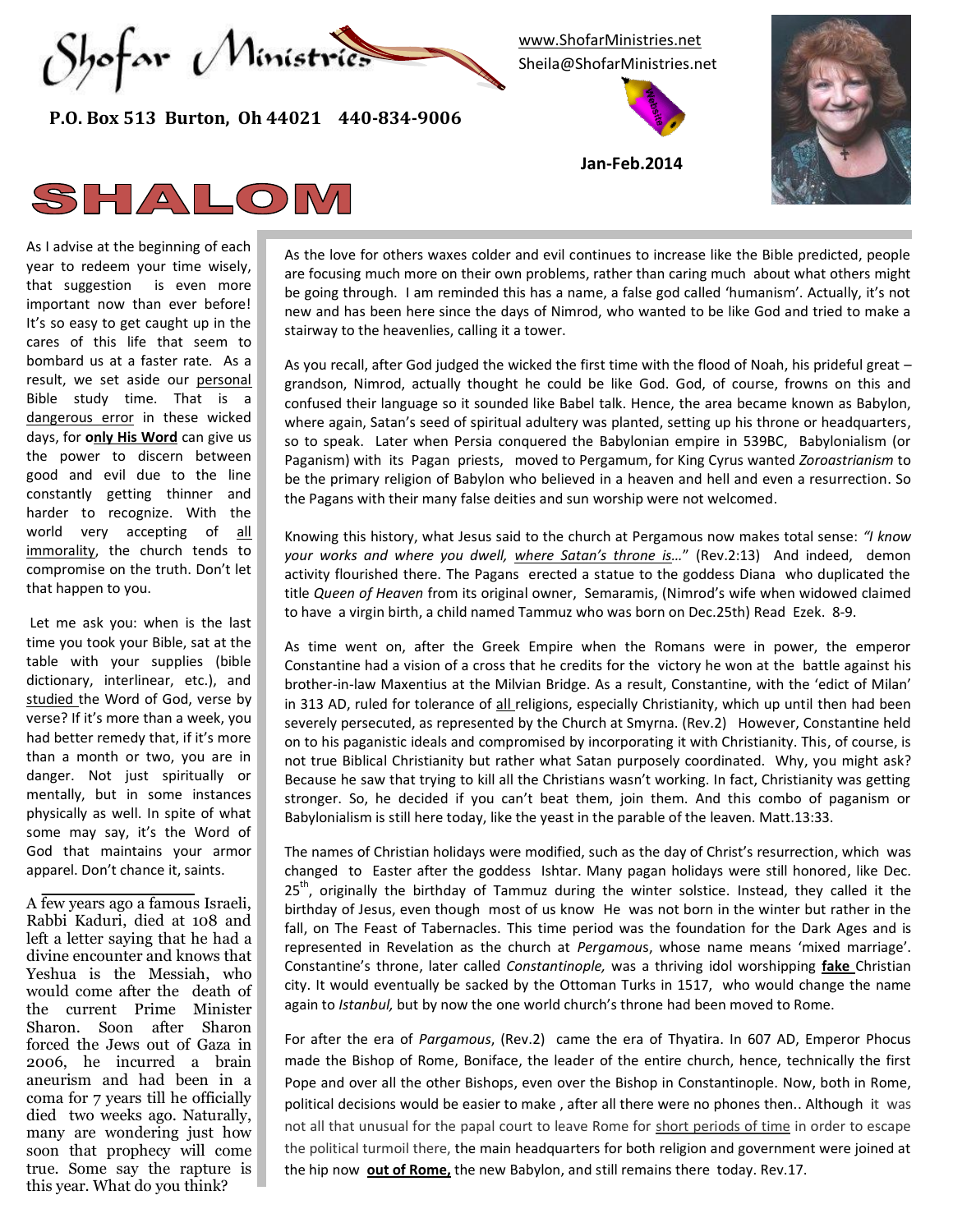# Shofar Ministries

**P.O. Box 513 Burton, Oh 44021 440-834-9006**

www.ShofarMinistries.net
Sheila@ShofarMinistries.net

**Jan-Feb.2014**

# SHALOM

As I advise at the beginning of each year to redeem your time wisely, that suggestion is even more important now than ever before! It's so easy to get caught up in the cares of this life that seem to bombard us at a faster rate. As a result, we set aside our personal Bible study time. That is a dangerous error in these wicked days, for **only His Word** can give us the power to discern between good and evil due to the line constantly getting thinner and harder to recognize. With the world very accepting of all immorality, the church tends to compromise on the truth. Don't let that happen to you.

Let me ask you: when is the last time you took your Bible, sat at the table with your supplies (bible dictionary, interlinear, etc.), and studied the Word of God, verse by verse? If it's more than a week, you had better remedy that, if it's more than a month or two, you are in danger. Not just spiritually or mentally, but in some instances physically as well. In spite of what some may say, it's the Word of God that maintains your armor apparel. Don't chance it, saints.

---

A few years ago a famous Israeli, Rabbi Kaduri, died at 108 and left a letter saying that he had a divine encounter and knows that Yeshua is the Messiah, who would come after the death of the current Prime Minister Sharon. Soon after Sharon forced the Jews out of Gaza in 2006, he incurred a brain aneurism and had been in a coma for 7 years till he officially died two weeks ago. Naturally, many are wondering just how soon that prophecy will come true. Some say the rapture is this year. What do you think?

As the love for others waxes colder and evil continues to increase like the Bible predicted, people are focusing much more on their own problems, rather than caring much about what others might be going through. I am reminded this has a name, a false god called 'humanism'. Actually, it's not new and has been here since the days of Nimrod, who wanted to be like God and tried to make a stairway to the heavenlies, calling it a tower.

As you recall, after God judged the wicked the first time with the flood of Noah, his prideful great – grandson, Nimrod, actually thought he could be like God. God, of course, frowns on this and confused their language so it sounded like Babel talk. Hence, the area became known as Babylon, where again, Satan's seed of spiritual adultery was planted, setting up his throne or headquarters, so to speak. Later when Persia conquered the Babylonian empire in 539BC, Babylonialism (or Paganism) with its Pagan priests, moved to Pergamum, for King Cyrus wanted *Zoroastrianism* to be the primary religion of Babylon who believed in a heaven and hell and even a resurrection. So the Pagans with their many false deities and sun worship were not welcomed.

Knowing this history, what Jesus said to the church at Pergamous now makes total sense: *"I know your works and where you dwell, where Satan's throne is…"* (Rev.2:13) And indeed, demon activity flourished there. The Pagans erected a statue to the goddess Diana who duplicated the title *Queen of Heaven* from its original owner, Semaramis, (Nimrod's wife when widowed claimed to have a virgin birth, a child named Tammuz who was born on Dec.25th) Read Ezek. 8-9.

As time went on, after the Greek Empire when the Romans were in power, the emperor Constantine had a vision of a cross that he credits for the victory he won at the battle against his brother-in-law Maxentius at the Milvian Bridge. As a result, Constantine, with the 'edict of Milan' in 313 AD, ruled for tolerance of all religions, especially Christianity, which up until then had been severely persecuted, as represented by the Church at Smyrna. (Rev.2) However, Constantine held on to his paganistic ideals and compromised by incorporating it with Christianity. This, of course, is not true Biblical Christianity but rather what Satan purposely coordinated. Why, you might ask? Because he saw that trying to kill all the Christians wasn't working. In fact, Christianity was getting stronger. So, he decided if you can't beat them, join them. And this combo of paganism or Babylonialism is still here today, like the yeast in the parable of the leaven. Matt.13:33.

The names of Christian holidays were modified, such as the day of Christ's resurrection, which was changed to Easter after the goddess Ishtar. Many pagan holidays were still honored, like Dec. 25th, originally the birthday of Tammuz during the winter solstice. Instead, they called it the birthday of Jesus, even though most of us know He was not born in the winter but rather in the fall, on The Feast of Tabernacles. This time period was the foundation for the Dark Ages and is represented in Revelation as the church at *Pergamous*, whose name means 'mixed marriage'. Constantine's throne, later called *Constantinople,* was a thriving idol worshipping **fake** Christian city. It would eventually be sacked by the Ottoman Turks in 1517, who would change the name again to *Istanbul,* but by now the one world church's throne had been moved to Rome.

For after the era of *Pargamous*, (Rev.2) came the era of Thyatira. In 607 AD, Emperor Phocus made the Bishop of Rome, Boniface, the leader of the entire church, hence, technically the first Pope and over all the other Bishops, even over the Bishop in Constantinople. Now, both in Rome, political decisions would be easier to make , after all there were no phones then.. Although it was not all that unusual for the papal court to leave Rome for short periods of time in order to escape the political turmoil there, the main headquarters for both religion and government were joined at the hip now **out of Rome,** the new Babylon, and still remains there today. Rev.17.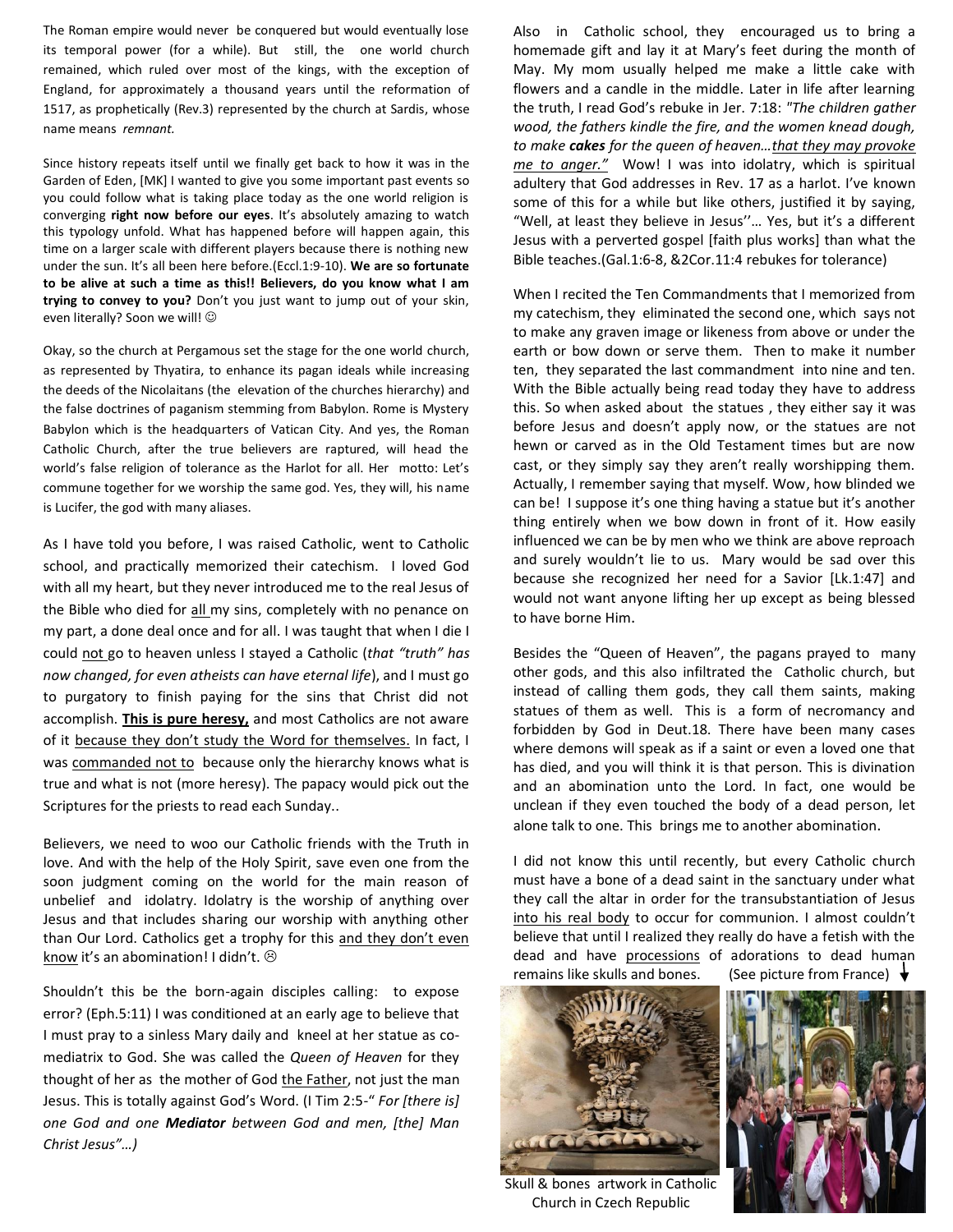The Roman empire would never be conquered but would eventually lose its temporal power (for a while). But still, the one world church remained, which ruled over most of the kings, with the exception of England, for approximately a thousand years until the reformation of 1517, as prophetically (Rev.3) represented by the church at Sardis, whose name means *remnant.*

Since history repeats itself until we finally get back to how it was in the Garden of Eden, [MK] I wanted to give you some important past events so you could follow what is taking place today as the one world religion is converging **right now before our eyes**. It's absolutely amazing to watch this typology unfold. What has happened before will happen again, this time on a larger scale with different players because there is nothing new under the sun. It's all been here before.(Eccl.1:9-10). **We are so fortunate to be alive at such a time as this!! Believers, do you know what I am trying to convey to you?** Don't you just want to jump out of your skin, even literally? Soon we will! ☺

Okay, so the church at Pergamous set the stage for the one world church, as represented by Thyatira, to enhance its pagan ideals while increasing the deeds of the Nicolaitans (the elevation of the churches hierarchy) and the false doctrines of paganism stemming from Babylon. Rome is Mystery Babylon which is the headquarters of Vatican City. And yes, the Roman Catholic Church, after the true believers are raptured, will head the world's false religion of tolerance as the Harlot for all. Her motto: Let's commune together for we worship the same god. Yes, they will, his name is Lucifer, the god with many aliases.

As I have told you before, I was raised Catholic, went to Catholic school, and practically memorized their catechism. I loved God with all my heart, but they never introduced me to the real Jesus of the Bible who died for all my sins, completely with no penance on my part, a done deal once and for all. I was taught that when I die I could not go to heaven unless I stayed a Catholic (*that "truth" has now changed, for even atheists can have eternal life*), and I must go to purgatory to finish paying for the sins that Christ did not accomplish. **This is pure heresy,** and most Catholics are not aware of it because they don't study the Word for themselves. In fact, I was commanded not to because only the hierarchy knows what is true and what is not (more heresy). The papacy would pick out the Scriptures for the priests to read each Sunday..

Believers, we need to woo our Catholic friends with the Truth in love. And with the help of the Holy Spirit, save even one from the soon judgment coming on the world for the main reason of unbelief and idolatry. Idolatry is the worship of anything over Jesus and that includes sharing our worship with anything other than Our Lord. Catholics get a trophy for this and they don't even know it's an abomination! I didn't. ☹

Shouldn't this be the born-again disciples calling: to expose error? (Eph.5:11) I was conditioned at an early age to believe that I must pray to a sinless Mary daily and kneel at her statue as co-mediatrix to God. She was called the *Queen of Heaven* for they thought of her as the mother of God the Father, not just the man Jesus. This is totally against God's Word. (I Tim 2:5-" *For [there is] one God and one **Mediator** between God and men, [the] Man Christ Jesus"…)*

Also in Catholic school, they encouraged us to bring a homemade gift and lay it at Mary's feet during the month of May. My mom usually helped me make a little cake with flowers and a candle in the middle. Later in life after learning the truth, I read God's rebuke in Jer. 7:18: *"The children gather wood, the fathers kindle the fire, and the women knead dough, to make **cakes** for the queen of heaven…that they may provoke me to anger."* Wow! I was into idolatry, which is spiritual adultery that God addresses in Rev. 17 as a harlot. I've known some of this for a while but like others, justified it by saying, "Well, at least they believe in Jesus''… Yes, but it's a different Jesus with a perverted gospel [faith plus works] than what the Bible teaches.(Gal.1:6-8, &2Cor.11:4 rebukes for tolerance)

When I recited the Ten Commandments that I memorized from my catechism, they eliminated the second one, which says not to make any graven image or likeness from above or under the earth or bow down or serve them. Then to make it number ten, they separated the last commandment into nine and ten. With the Bible actually being read today they have to address this. So when asked about the statues , they either say it was before Jesus and doesn't apply now, or the statues are not hewn or carved as in the Old Testament times but are now cast, or they simply say they aren't really worshipping them. Actually, I remember saying that myself. Wow, how blinded we can be! I suppose it's one thing having a statue but it's another thing entirely when we bow down in front of it. How easily influenced we can be by men who we think are above reproach and surely wouldn't lie to us. Mary would be sad over this because she recognized her need for a Savior [Lk.1:47] and would not want anyone lifting her up except as being blessed to have borne Him.

Besides the "Queen of Heaven", the pagans prayed to many other gods, and this also infiltrated the Catholic church, but instead of calling them gods, they call them saints, making statues of them as well. This is a form of necromancy and forbidden by God in Deut.18. There have been many cases where demons will speak as if a saint or even a loved one that has died, and you will think it is that person. This is divination and an abomination unto the Lord. In fact, one would be unclean if they even touched the body of a dead person, let alone talk to one. This brings me to another abomination.

I did not know this until recently, but every Catholic church must have a bone of a dead saint in the sanctuary under what they call the altar in order for the transubstantiation of Jesus into his real body to occur for communion. I almost couldn't believe that until I realized they really do have a fetish with the dead and have processions of adorations to dead human remains like skulls and bones. (See picture from France) ↓

Skull & bones artwork in Catholic Church in Czech Republic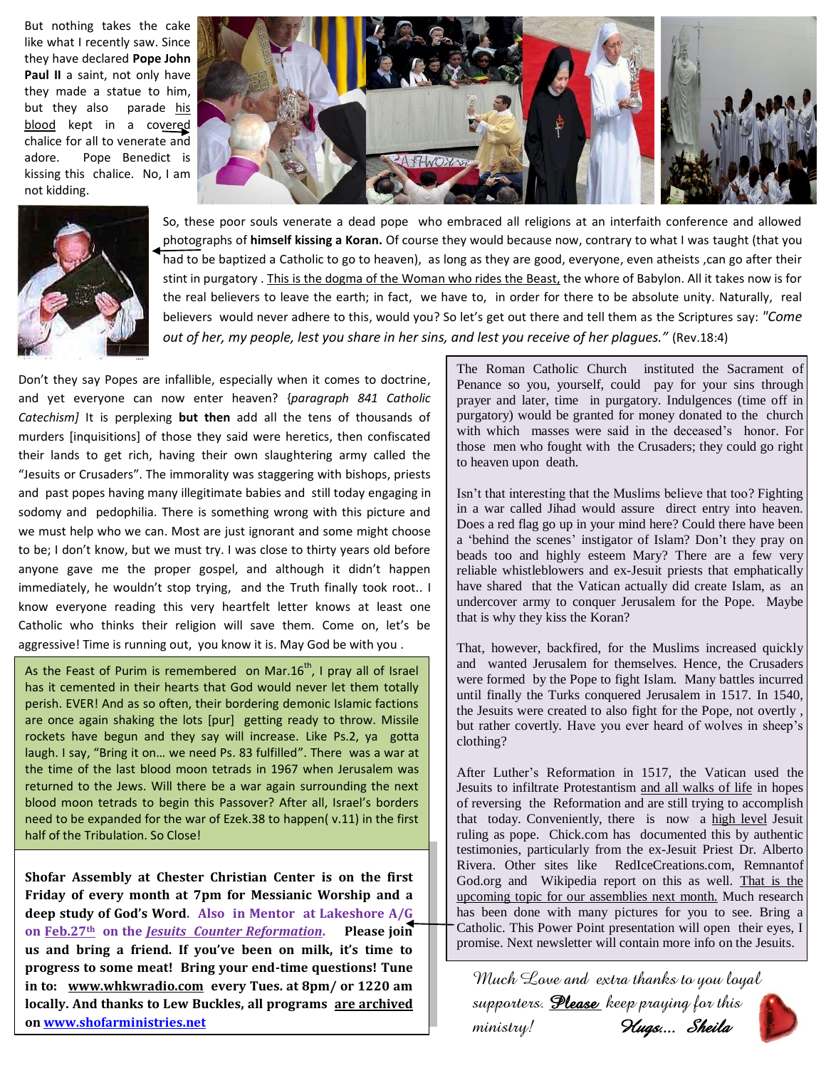But nothing takes the cake like what I recently saw. Since they have declared **Pope John Paul II** a saint, not only have they made a statue to him, but they also parade his blood kept in a covered chalice for all to venerate and adore. Pope Benedict is kissing this chalice. No, I am not kidding.

So, these poor souls venerate a dead pope who embraced all religions at an interfaith conference and allowed photographs of **himself kissing a Koran.** Of course they would because now, contrary to what I was taught (that you had to be baptized a Catholic to go to heaven), as long as they are good, everyone, even atheists ,can go after their stint in purgatory . This is the dogma of the Woman who rides the Beast, the whore of Babylon. All it takes now is for the real believers to leave the earth; in fact, we have to, in order for there to be absolute unity. Naturally, real believers would never adhere to this, would you? So let's get out there and tell them as the Scriptures say: *"Come out of her, my people, lest you share in her sins, and lest you receive of her plagues."* (Rev.18:4)

Don't they say Popes are infallible, especially when it comes to doctrine, and yet everyone can now enter heaven? {*paragraph 841 Catholic Catechism]* It is perplexing **but then** add all the tens of thousands of murders [inquisitions] of those they said were heretics, then confiscated their lands to get rich, having their own slaughtering army called the "Jesuits or Crusaders". The immorality was staggering with bishops, priests and past popes having many illegitimate babies and still today engaging in sodomy and pedophilia. There is something wrong with this picture and we must help who we can. Most are just ignorant and some might choose to be; I don't know, but we must try. I was close to thirty years old before anyone gave me the proper gospel, and although it didn't happen immediately, he wouldn't stop trying, and the Truth finally took root.. I know everyone reading this very heartfelt letter knows at least one Catholic who thinks their religion will save them. Come on, let's be aggressive! Time is running out, you know it is. May God be with you .

As the Feast of Purim is remembered on Mar.16th, I pray all of Israel has it cemented in their hearts that God would never let them totally perish. EVER! And as so often, their bordering demonic Islamic factions are once again shaking the lots [pur] getting ready to throw. Missile rockets have begun and they say will increase. Like Ps.2, ya gotta laugh. I say, "Bring it on… we need Ps. 83 fulfilled". There was a war at the time of the last blood moon tetrads in 1967 when Jerusalem was returned to the Jews. Will there be a war again surrounding the next blood moon tetrads to begin this Passover? After all, Israel's borders need to be expanded for the war of Ezek.38 to happen( v.11) in the first half of the Tribulation. So Close!

**Shofar Assembly at Chester Christian Center is on the first Friday of every month at 7pm for Messianic Worship and a deep study of God's Word. Also in Mentor at Lakeshore A/G on Feb.27th on the *Jesuits Counter Reformation*. Please join us and bring a friend. If you've been on milk, it's time to progress to some meat! Bring your end-time questions! Tune in to: www.whkwradio.com every Tues. at 8pm/ or 1220 am locally. And thanks to Lew Buckles, all programs are archived on www.shofarministries.net**

The Roman Catholic Church instituted the Sacrament of Penance so you, yourself, could pay for your sins through prayer and later, time in purgatory. Indulgences (time off in purgatory) would be granted for money donated to the church with which masses were said in the deceased's honor. For those men who fought with the Crusaders; they could go right to heaven upon death.

Isn't that interesting that the Muslims believe that too? Fighting in a war called Jihad would assure direct entry into heaven. Does a red flag go up in your mind here? Could there have been a 'behind the scenes' instigator of Islam? Don't they pray on beads too and highly esteem Mary? There are a few very reliable whistleblowers and ex-Jesuit priests that emphatically have shared that the Vatican actually did create Islam, as an undercover army to conquer Jerusalem for the Pope. Maybe that is why they kiss the Koran?

That, however, backfired, for the Muslims increased quickly and wanted Jerusalem for themselves. Hence, the Crusaders were formed by the Pope to fight Islam. Many battles incurred until finally the Turks conquered Jerusalem in 1517. In 1540, the Jesuits were created to also fight for the Pope, not overtly , but rather covertly. Have you ever heard of wolves in sheep's clothing?

After Luther's Reformation in 1517, the Vatican used the Jesuits to infiltrate Protestantism and all walks of life in hopes of reversing the Reformation and are still trying to accomplish that today. Conveniently, there is now a high level Jesuit ruling as pope. Chick.com has documented this by authentic testimonies, particularly from the ex-Jesuit Priest Dr. Alberto Rivera. Other sites like RedIceCreations.com, Remnantof God.org and Wikipedia report on this as well. That is the upcoming topic for our assemblies next month. Much research has been done with many pictures for you to see. Bring a Catholic. This Power Point presentation will open their eyes, I promise. Next newsletter will contain more info on the Jesuits.

*Much Love and extra thanks to you loyal supporters. **Please** keep praying for this ministry! **Hugs… Sheila***